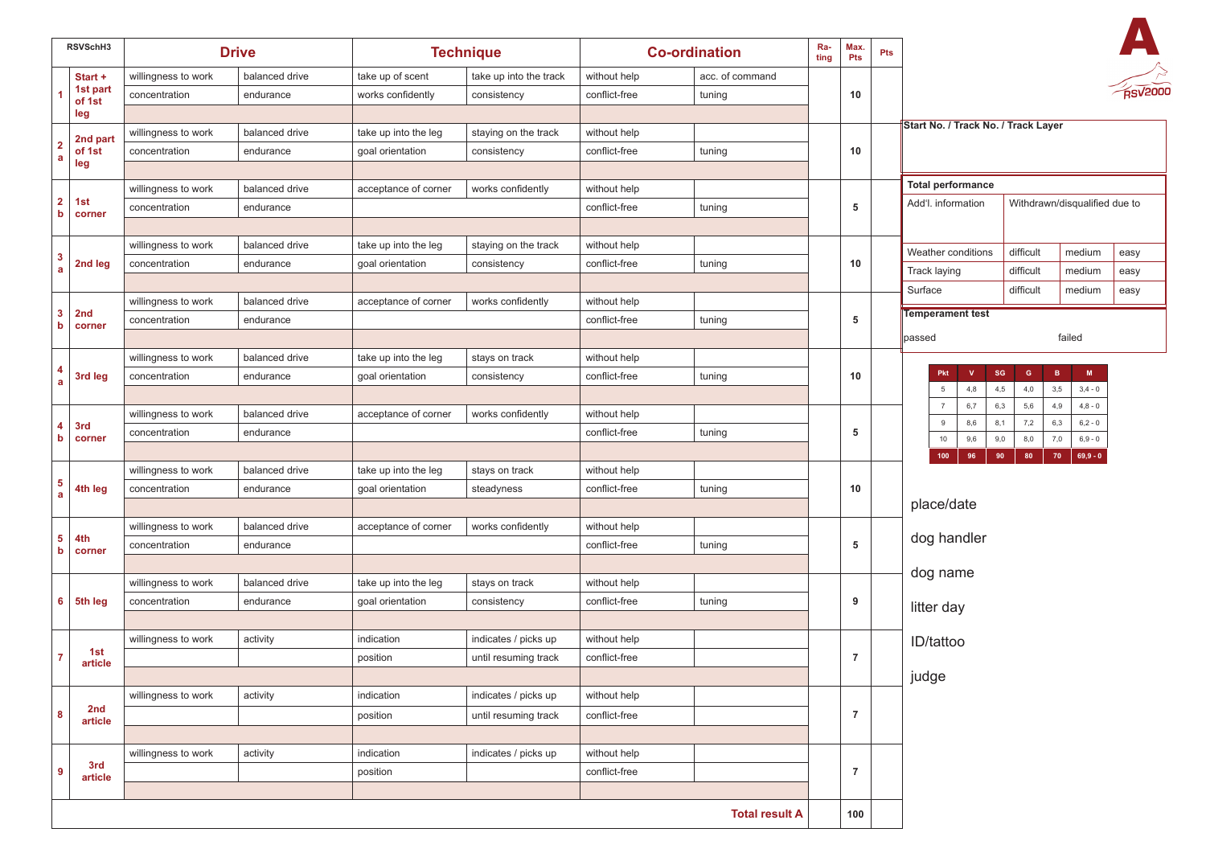# A

RSV2000

| RSVSchH3 | | Drive | | Technique | | Co-ordination | | Rating | Max. Pts | Pts |
|---|---|---|---|---|---|---|---|---|---|---|
| 1 | Start + 1st part of 1st leg | willingness to work | balanced drive | take up of scent | take up into the track | without help | acc. of command | | 10 | |
| | | concentration | endurance | works confidently | consistency | conflict-free | tuning | | | |
| 2 a | 2nd part of 1st leg | willingness to work | balanced drive | take up into the leg | staying on the track | without help | | | 10 | |
| | | concentration | endurance | goal orientation | consistency | conflict-free | tuning | | | |
| 2 b | 1st corner | willingness to work | balanced drive | acceptance of corner | works confidently | without help | | | 5 | |
| | | concentration | endurance | | | conflict-free | tuning | | | |
| 3 a | 2nd leg | willingness to work | balanced drive | take up into the leg | staying on the track | without help | | | 10 | |
| | | concentration | endurance | goal orientation | consistency | conflict-free | tuning | | | |
| 3 b | 2nd corner | willingness to work | balanced drive | acceptance of corner | works confidently | without help | | | 5 | |
| | | concentration | endurance | | | conflict-free | tuning | | | |
| 4 a | 3rd leg | willingness to work | balanced drive | take up into the leg | stays on track | without help | | | 10 | |
| | | concentration | endurance | goal orientation | consistency | conflict-free | tuning | | | |
| 4 b | 3rd corner | willingness to work | balanced drive | acceptance of corner | works confidently | without help | | | 5 | |
| | | concentration | endurance | | | conflict-free | tuning | | | |
| 5 a | 4th leg | willingness to work | balanced drive | take up into the leg | stays on track | without help | | | 10 | |
| | | concentration | endurance | goal orientation | steadyness | conflict-free | tuning | | | |
| 5 b | 4th corner | willingness to work | balanced drive | acceptance of corner | works confidently | without help | | | 5 | |
| | | concentration | endurance | | | conflict-free | tuning | | | |
| 6 | 5th leg | willingness to work | balanced drive | take up into the leg | stays on track | without help | | | 9 | |
| | | concentration | endurance | goal orientation | consistency | conflict-free | tuning | | | |
| 7 | 1st article | willingness to work | activity | indication | indicates / picks up | without help | | | 7 | |
| | | | | position | until resuming track | conflict-free | | | | |
| 8 | 2nd article | willingness to work | activity | indication | indicates / picks up | without help | | | 7 | |
| | | | | position | until resuming track | conflict-free | | | | |
| 9 | 3rd article | willingness to work | activity | indication | indicates / picks up | without help | | | 7 | |
| | | | | position | | conflict-free | | | | |
| | | | | | | | Total result A | | 100 | |

**Start No. / Track No. / Track Layer**

| Total performance | | | |
|---|---|---|---|
| Add'l. information | Withdrawn/disqualified due to | | |
| Weather conditions | difficult | medium | easy |
| Track laying | difficult | medium | easy |
| Surface | difficult | medium | easy |

**Temperament test**

passed failed

| Pkt | V | SG | G | B | M |
|---|---|---|---|---|---|
| 5 | 4,8 | 4,5 | 4,0 | 3,5 | 3,4 - 0 |
| 7 | 6,7 | 6,3 | 5,6 | 4,9 | 4,8 - 0 |
| 9 | 8,6 | 8,1 | 7,2 | 6,3 | 6,2 - 0 |
| 10 | 9,6 | 9,0 | 8,0 | 7,0 | 6,9 - 0 |
| 100 | 96 | 90 | 80 | 70 | 69,9 - 0 |

place/date

dog handler

dog name

litter day

ID/tattoo

judge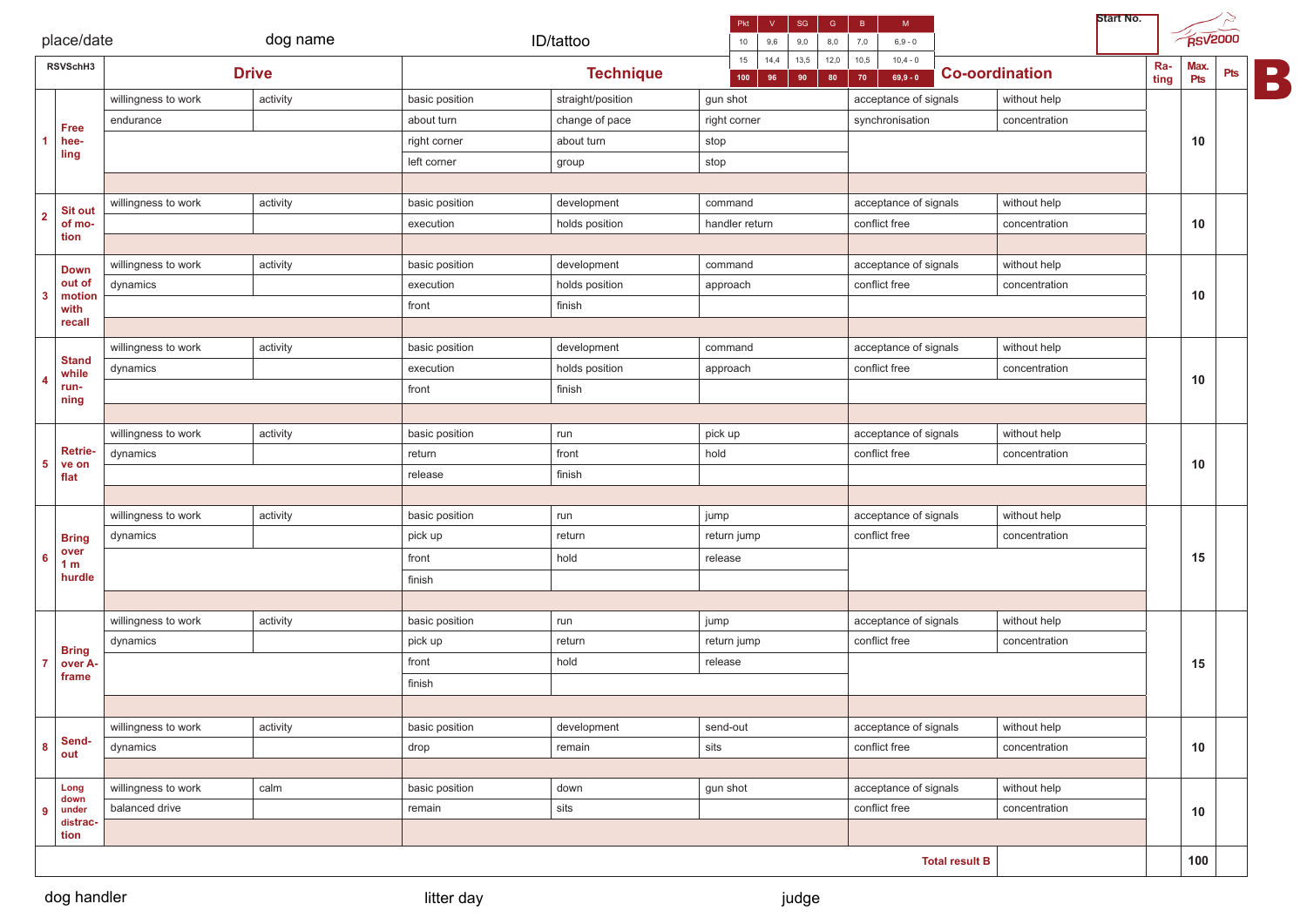place/date | dog name | ID/tattoo

| Pkt | V | SG | G | B | M |
|---|---|---|---|---|---|
| 10 | 9,6 | 9,0 | 8,0 | 7,0 | 6,9 - 0 |
| 15 | 14,4 | 13,5 | 12,0 | 10,5 | 10,4 - 0 |
| 100 | 96 | 90 | 80 | 70 | 69,9 - 0 |

Start No.

RSV2000

**B**

| | RSVSchH3 | Drive | | Technique | | | Co-oordination | | Rating | Max. Pts | Pts |
|---|---|---|---|---|---|---|---|---|---|---|---|
| 1 | Free heeling | willingness to work | activity | basic position | straight/position | gun shot | acceptance of signals | without help | | 10 | |
| | | endurance | | about turn | change of pace | right corner | synchronisation | concentration | | | |
| | | | | right corner | about turn | stop | | | | | |
| | | | | left corner | group | stop | | | | | |
| 2 | Sit out of motion | willingness to work | activity | basic position | development | command | acceptance of signals | without help | | 10 | |
| | | | | execution | holds position | handler return | conflict free | concentration | | | |
| 3 | Down out of motion with recall | willingness to work | activity | basic position | development | command | acceptance of signals | without help | | 10 | |
| | | dynamics | | execution | holds position | approach | conflict free | concentration | | | |
| | | | | front | finish | | | | | | |
| 4 | Stand while running | willingness to work | activity | basic position | development | command | acceptance of signals | without help | | 10 | |
| | | dynamics | | execution | holds position | approach | conflict free | concentration | | | |
| | | | | front | finish | | | | | | |
| 5 | Retrieve on flat | willingness to work | activity | basic position | run | pick up | acceptance of signals | without help | | 10 | |
| | | dynamics | | return | front | hold | conflict free | concentration | | | |
| | | | | release | finish | | | | | | |
| 6 | Bring over 1 m hurdle | willingness to work | activity | basic position | run | jump | acceptance of signals | without help | | 15 | |
| | | dynamics | | pick up | return | return jump | conflict free | concentration | | | |
| | | | | front | hold | release | | | | | |
| | | | | finish | | | | | | | |
| 7 | Bring over A-frame | willingness to work | activity | basic position | run | jump | acceptance of signals | without help | | 15 | |
| | | dynamics | | pick up | return | return jump | conflict free | concentration | | | |
| | | | | front | hold | release | | | | | |
| | | | | finish | | | | | | | |
| 8 | Send-out | willingness to work | activity | basic position | development | send-out | acceptance of signals | without help | | 10 | |
| | | dynamics | | drop | remain | sits | conflict free | concentration | | | |
| 9 | Long down under distraction | willingness to work | calm | basic position | down | gun shot | acceptance of signals | without help | | 10 | |
| | | balanced drive | | remain | sits | | conflict free | concentration | | | |
| | | | | | | | Total result B | | | 100 | |

dog handler | litter day | judge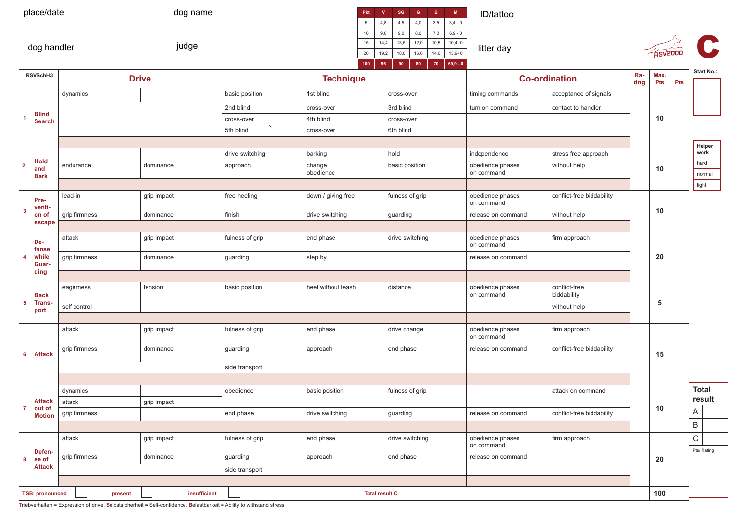place/date dog name

dog handler judge

| Pkt | V | SG | G | B | M |
|---|---|---|---|---|---|
| 5 | 4,8 | 4,5 | 4,0 | 3,5 | 3,4 - 0 |
| 10 | 9,6 | 9,0 | 8,0 | 7,0 | 6,9 - 0 |
| 15 | 14,4 | 13,5 | 12,0 | 10,5 | 10,4- 0 |
| 20 | 19,2 | 18,0 | 16,0 | 14,0 | 13,9- 0 |
| 100 | 96 | 90 | 80 | 70 | 69,9 - 0 |

ID/tattoo

litter day

RSV2000 **C**

| RSVSchH3 | | Drive | | Technique | | | Co-ordination | | Rating | Max. Pts | Pts |
|---|---|---|---|---|---|---|---|---|---|---|---|
| 1 | Blind Search | dynamics | | basic position | 1st blind | cross-over | timing commands | acceptance of signals | | 10 | |
| | | | | 2nd blind | cross-over | 3rd blind | turn on command | contact to handler | | | |
| | | | | cross-over | 4th blind | cross-over | | | | | |
| | | | | 5th blind | cross-over | 6th blind | | | | | |
| 2 | Hold and Bark | | | drive switching | barking | hold | independence | stress free approach | | 10 | |
| | | endurance | dominance | approach | change obedience | basic position | obedience phases on command | without help | | | |
| 3 | Pre-venti-on of escape | lead-in | grip impact | free heeling | down / giving free | fulness of grip | obedience phases on command | conflict-free biddability | | 10 | |
| | | grip firmness | dominance | finish | drive switching | guarding | release on command | without help | | | |
| 4 | De-fense while Guar-ding | attack | grip impact | fulness of grip | end phase | drive switching | obedience phases on command | firm approach | | 20 | |
| | | grip firmness | dominance | guarding | step by | | release on command | | | | |
| 5 | Back Trans-port | eagerness | tension | basic position | heel without leash | distance | obedience phases on command | conflict-free biddability | | 5 | |
| | | self control | | | | | | without help | | | |
| 6 | Attack | attack | grip impact | fulness of grip | end phase | drive change | obedience phases on command | firm approach | | 15 | |
| | | grip firmness | dominance | guarding | approach | end phase | release on command | conflict-free biddability | | | |
| | | | | side transport | | | | | | | |
| 7 | Attack out of Motion | dynamics | | obedience | basic position | fulness of grip | | attack on command | | 10 | |
| | | attack | grip impact | | | | | | | | |
| | | grip firmness | | end phase | drive switching | guarding | release on command | conflict-free biddability | | | |
| 8 | Defen-se of Attack | attack | grip impact | fulness of grip | end phase | drive switching | obedience phases on command | firm approach | | 20 | |
| | | grip firmness | dominance | guarding | approach | end phase | release on command | | | | |
| | | | | side transport | | | | | | | |
| TSB: pronounced | | present | | insufficient | | Total result C | | | | 100 | |

Start No.:

| Helper work |
|---|
| hard |
| normal |
| light |

| Total result | |
|---|---|
| A | |
| B | |
| C | |

Pts/ Rating

**T**riebverhalten = Expression of drive, **S**elbstsicherheit = Self-confidence, **B**elastbarkeit = Ability to withstand stress